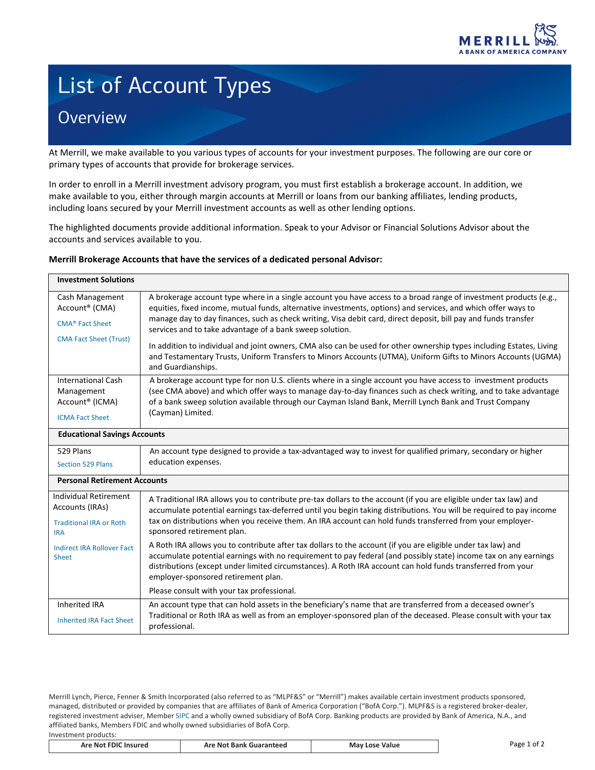# List of Account Types

## Overview

At Merrill, we make available to you various types of accounts for your investment purposes. The following are our core or primary types of accounts that provide for brokerage services.

In order to enroll in a Merrill investment advisory program, you must first establish a brokerage account. In addition, we make available to you, either through margin accounts at Merrill or loans from our banking affiliates, lending products, including loans secured by your Merrill investment accounts as well as other lending options.

The highlighted documents provide additional information. Speak to your Advisor or Financial Solutions Advisor about the accounts and services available to you.

**Merrill Brokerage Accounts that have the services of a dedicated personal Advisor:**

| **Investment Solutions** | |
|---|---|
| Cash Management Account® (CMA)<br>CMA® Fact Sheet<br>CMA Fact Sheet (Trust) | A brokerage account type where in a single account you have access to a broad range of investment products (e.g., equities, fixed income, mutual funds, alternative investments, options) and services, and which offer ways to manage day to day finances, such as check writing, Visa debit card, direct deposit, bill pay and funds transfer services and to take advantage of a bank sweep solution.<br><br>In addition to individual and joint owners, CMA also can be used for other ownership types including Estates, Living and Testamentary Trusts, Uniform Transfers to Minors Accounts (UTMA), Uniform Gifts to Minors Accounts (UGMA) and Guardianships. |
| International Cash Management Account® (ICMA)<br>ICMA Fact Sheet | A brokerage account type for non U.S. clients where in a single account you have access to investment products (see CMA above) and which offer ways to manage day-to-day finances such as check writing, and to take advantage of a bank sweep solution available through our Cayman Island Bank, Merrill Lynch Bank and Trust Company (Cayman) Limited. |
| **Educational Savings Accounts** | |
| 529 Plans<br>Section 529 Plans | An account type designed to provide a tax-advantaged way to invest for qualified primary, secondary or higher education expenses. |
| **Personal Retirement Accounts** | |
| Individual Retirement Accounts (IRAs)<br>Traditional IRA or Roth IRA<br>Indirect IRA Rollover Fact Sheet | A Traditional IRA allows you to contribute pre-tax dollars to the account (if you are eligible under tax law) and accumulate potential earnings tax-deferred until you begin taking distributions. You will be required to pay income tax on distributions when you receive them. An IRA account can hold funds transferred from your employer-sponsored retirement plan.<br><br>A Roth IRA allows you to contribute after tax dollars to the account (if you are eligible under tax law) and accumulate potential earnings with no requirement to pay federal (and possibly state) income tax on any earnings distributions (except under limited circumstances). A Roth IRA account can hold funds transferred from your employer-sponsored retirement plan.<br><br>Please consult with your tax professional. |
| Inherited IRA<br>Inherited IRA Fact Sheet | An account type that can hold assets in the beneficiary's name that are transferred from a deceased owner's Traditional or Roth IRA as well as from an employer-sponsored plan of the deceased. Please consult with your tax professional. |

Merrill Lynch, Pierce, Fenner & Smith Incorporated (also referred to as "MLPF&S" or "Merrill") makes available certain investment products sponsored, managed, distributed or provided by companies that are affiliates of Bank of America Corporation ("BofA Corp."). MLPF&S is a registered broker-dealer, registered investment adviser, Member SIPC and a wholly owned subsidiary of BofA Corp. Banking products are provided by Bank of America, N.A., and affiliated banks, Members FDIC and wholly owned subsidiaries of BofA Corp.

Investment products:

| Are Not FDIC Insured | Are Not Bank Guaranteed | May Lose Value |
|---|---|---|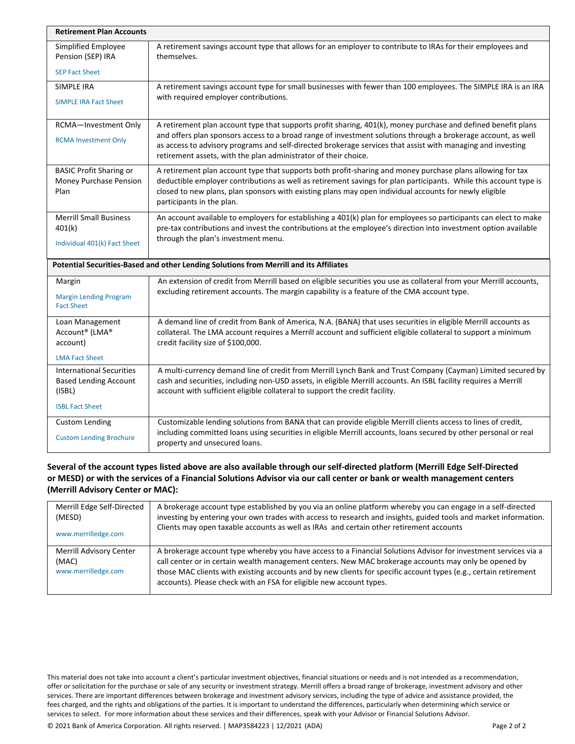| Retirement Plan Accounts | |
|---|---|
| Simplified Employee Pension (SEP) IRA<br><br>SEP Fact Sheet | A retirement savings account type that allows for an employer to contribute to IRAs for their employees and themselves. |
| SIMPLE IRA<br><br>SIMPLE IRA Fact Sheet | A retirement savings account type for small businesses with fewer than 100 employees. The SIMPLE IRA is an IRA with required employer contributions. |
| RCMA—Investment Only<br><br>RCMA Investment Only | A retirement plan account type that supports profit sharing, 401(k), money purchase and defined benefit plans and offers plan sponsors access to a broad range of investment solutions through a brokerage account, as well as access to advisory programs and self-directed brokerage services that assist with managing and investing retirement assets, with the plan administrator of their choice. |
| BASIC Profit Sharing or Money Purchase Pension Plan | A retirement plan account type that supports both profit-sharing and money purchase plans allowing for tax deductible employer contributions as well as retirement savings for plan participants. While this account type is closed to new plans, plan sponsors with existing plans may open individual accounts for newly eligible participants in the plan. |
| Merrill Small Business 401(k)<br><br>Individual 401(k) Fact Sheet | An account available to employers for establishing a 401(k) plan for employees so participants can elect to make pre-tax contributions and invest the contributions at the employee's direction into investment option available through the plan's investment menu. |

| Potential Securities-Based and other Lending Solutions from Merrill and its Affiliates | |
|---|---|
| Margin<br><br>Margin Lending Program Fact Sheet | An extension of credit from Merrill based on eligible securities you use as collateral from your Merrill accounts, excluding retirement accounts. The margin capability is a feature of the CMA account type. |
| Loan Management Account® (LMA® account)<br><br>LMA Fact Sheet | A demand line of credit from Bank of America, N.A. (BANA) that uses securities in eligible Merrill accounts as collateral. The LMA account requires a Merrill account and sufficient eligible collateral to support a minimum credit facility size of $100,000. |
| International Securities Based Lending Account (ISBL)<br><br>ISBL Fact Sheet | A multi-currency demand line of credit from Merrill Lynch Bank and Trust Company (Cayman) Limited secured by cash and securities, including non-USD assets, in eligible Merrill accounts. An ISBL facility requires a Merrill account with sufficient eligible collateral to support the credit facility. |
| Custom Lending<br><br>Custom Lending Brochure | Customizable lending solutions from BANA that can provide eligible Merrill clients access to lines of credit, including committed loans using securities in eligible Merrill accounts, loans secured by other personal or real property and unsecured loans. |

**Several of the account types listed above are also available through our self-directed platform (Merrill Edge Self-Directed or MESD) or with the services of a Financial Solutions Advisor via our call center or bank or wealth management centers (Merrill Advisory Center or MAC):**

| | |
|---|---|
| Merrill Edge Self-Directed (MESD)<br><br>www.merrilledge.com | A brokerage account type established by you via an online platform whereby you can engage in a self-directed investing by entering your own trades with access to research and insights, guided tools and market information. Clients may open taxable accounts as well as IRAs and certain other retirement accounts |
| Merrill Advisory Center (MAC)<br>www.merrilledge.com | A brokerage account type whereby you have access to a Financial Solutions Advisor for investment services via a call center or in certain wealth management centers. New MAC brokerage accounts may only be opened by those MAC clients with existing accounts and by new clients for specific account types (e.g., certain retirement accounts). Please check with an FSA for eligible new account types. |

This material does not take into account a client's particular investment objectives, financial situations or needs and is not intended as a recommendation, offer or solicitation for the purchase or sale of any security or investment strategy. Merrill offers a broad range of brokerage, investment advisory and other services. There are important differences between brokerage and investment advisory services, including the type of advice and assistance provided, the fees charged, and the rights and obligations of the parties. It is important to understand the differences, particularly when determining which service or services to select. For more information about these services and their differences, speak with your Advisor or Financial Solutions Advisor.

© 2021 Bank of America Corporation. All rights reserved. | MAP3584223 | 12/2021 (ADA)